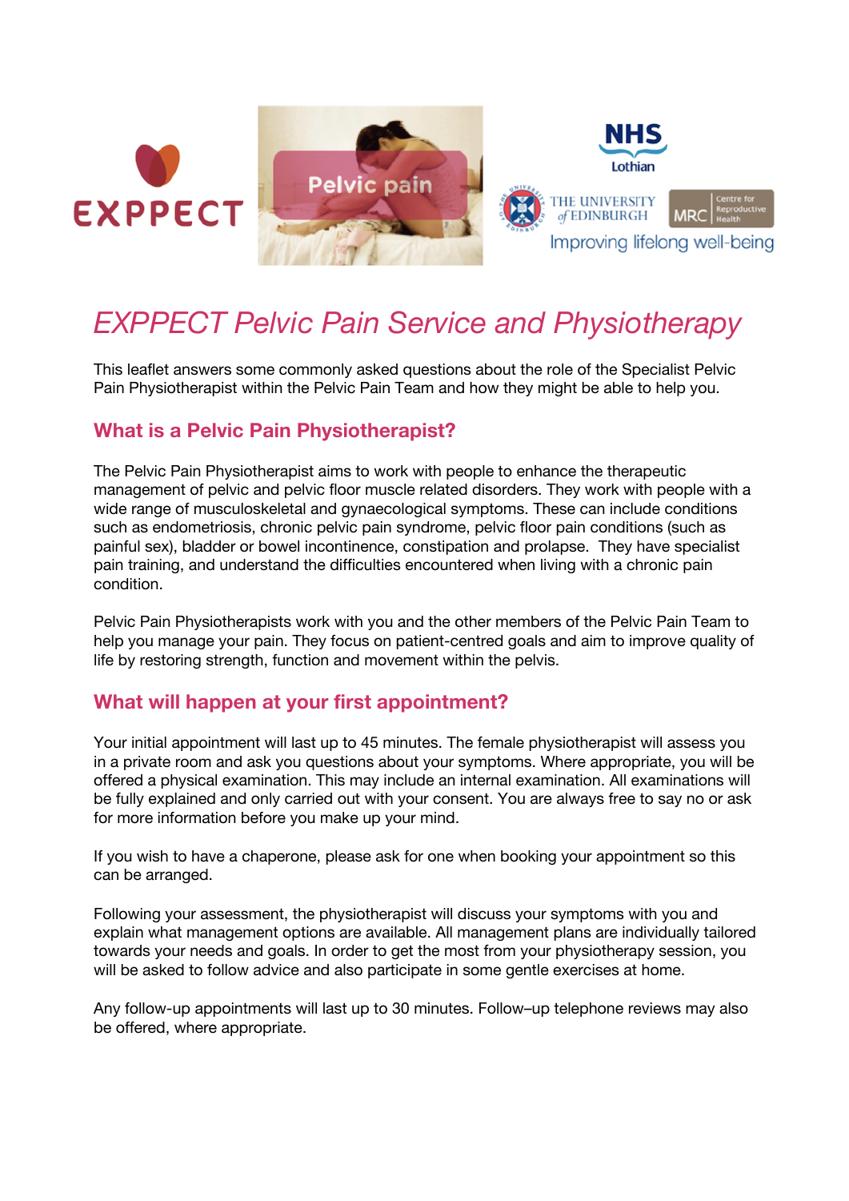# *EXPPECT Pelvic Pain Service and Physiotherapy*

This leaflet answers some commonly asked questions about the role of the Specialist Pelvic Pain Physiotherapist within the Pelvic Pain Team and how they might be able to help you.

## What is a Pelvic Pain Physiotherapist?

The Pelvic Pain Physiotherapist aims to work with people to enhance the therapeutic management of pelvic and pelvic floor muscle related disorders. They work with people with a wide range of musculoskeletal and gynaecological symptoms. These can include conditions such as endometriosis, chronic pelvic pain syndrome, pelvic floor pain conditions (such as painful sex), bladder or bowel incontinence, constipation and prolapse. They have specialist pain training, and understand the difficulties encountered when living with a chronic pain condition.

Pelvic Pain Physiotherapists work with you and the other members of the Pelvic Pain Team to help you manage your pain. They focus on patient-centred goals and aim to improve quality of life by restoring strength, function and movement within the pelvis.

## What will happen at your first appointment?

Your initial appointment will last up to 45 minutes. The female physiotherapist will assess you in a private room and ask you questions about your symptoms. Where appropriate, you will be offered a physical examination. This may include an internal examination. All examinations will be fully explained and only carried out with your consent. You are always free to say no or ask for more information before you make up your mind.

If you wish to have a chaperone, please ask for one when booking your appointment so this can be arranged.

Following your assessment, the physiotherapist will discuss your symptoms with you and explain what management options are available. All management plans are individually tailored towards your needs and goals. In order to get the most from your physiotherapy session, you will be asked to follow advice and also participate in some gentle exercises at home.

Any follow-up appointments will last up to 30 minutes. Follow–up telephone reviews may also be offered, where appropriate.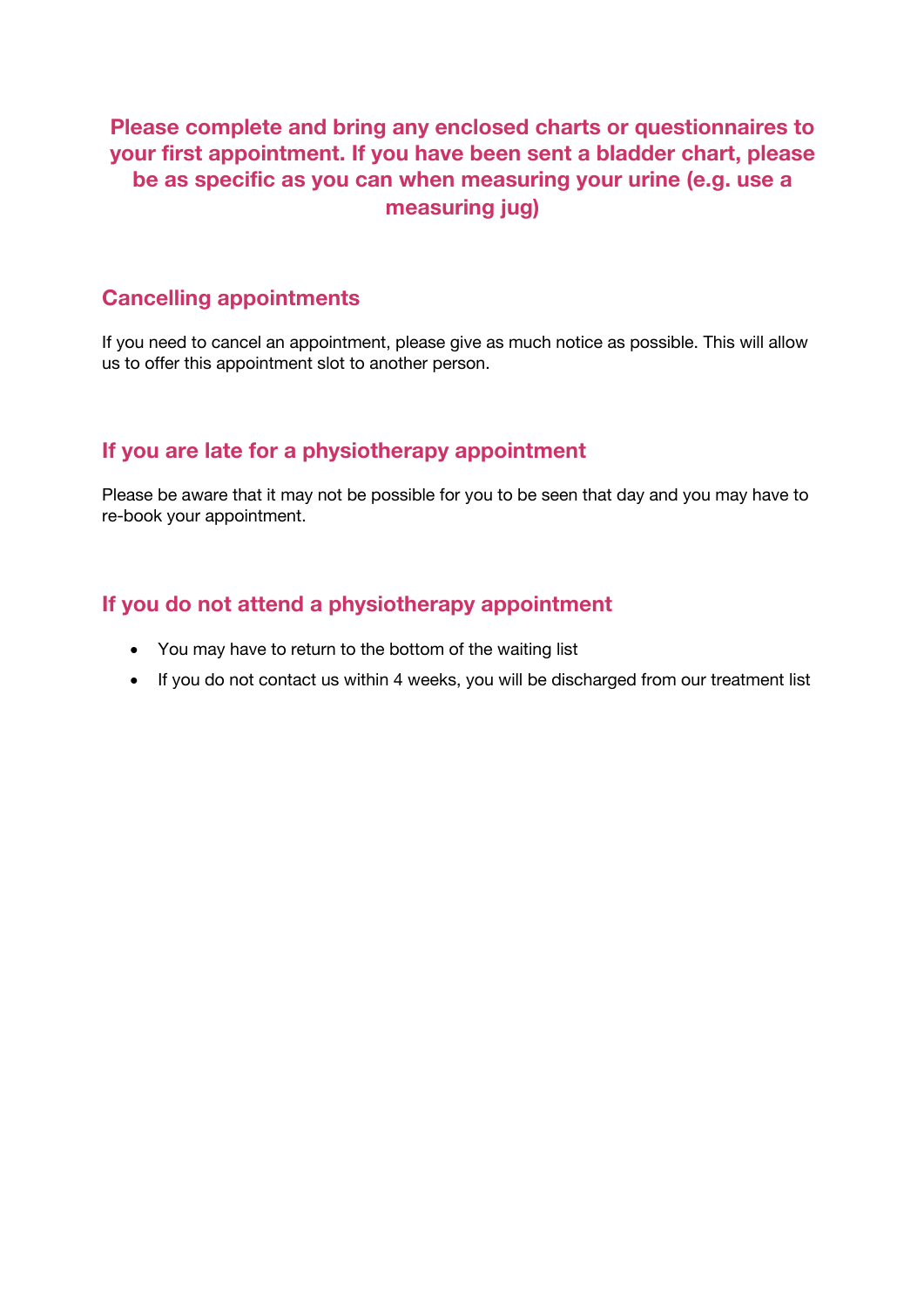**Please complete and bring any enclosed charts or questionnaires to your first appointment. If you have been sent a bladder chart, please be as specific as you can when measuring your urine (e.g. use a measuring jug)**

## Cancelling appointments

If you need to cancel an appointment, please give as much notice as possible. This will allow us to offer this appointment slot to another person.

## If you are late for a physiotherapy appointment

Please be aware that it may not be possible for you to be seen that day and you may have to re-book your appointment.

## If you do not attend a physiotherapy appointment

- You may have to return to the bottom of the waiting list
- If you do not contact us within 4 weeks, you will be discharged from our treatment list